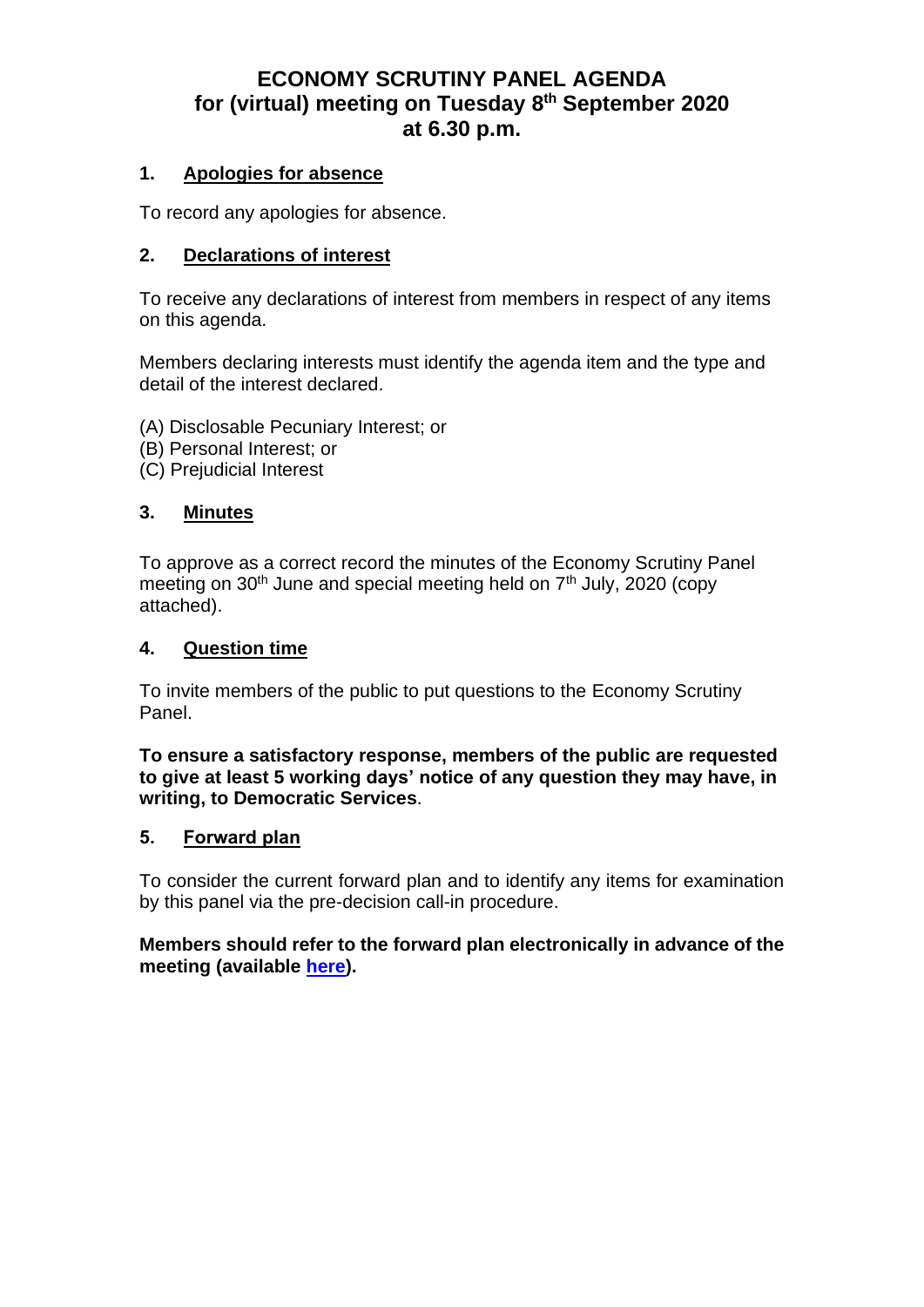# ECONOMY SCRUTINY PANEL AGENDA
# for (virtual) meeting on Tuesday 8th September 2020 at 6.30 p.m.

## 1. Apologies for absence

To record any apologies for absence.

## 2. Declarations of interest

To receive any declarations of interest from members in respect of any items on this agenda.

Members declaring interests must identify the agenda item and the type and detail of the interest declared.

(A) Disclosable Pecuniary Interest; or
(B) Personal Interest; or
(C) Prejudicial Interest

## 3. Minutes

To approve as a correct record the minutes of the Economy Scrutiny Panel meeting on 30th June and special meeting held on 7th July, 2020 (copy attached).

## 4. Question time

To invite members of the public to put questions to the Economy Scrutiny Panel.

**To ensure a satisfactory response, members of the public are requested to give at least 5 working days' notice of any question they may have, in writing, to Democratic Services**.

## 5. Forward plan

To consider the current forward plan and to identify any items for examination by this panel via the pre-decision call-in procedure.

**Members should refer to the forward plan electronically in advance of the meeting (available here).**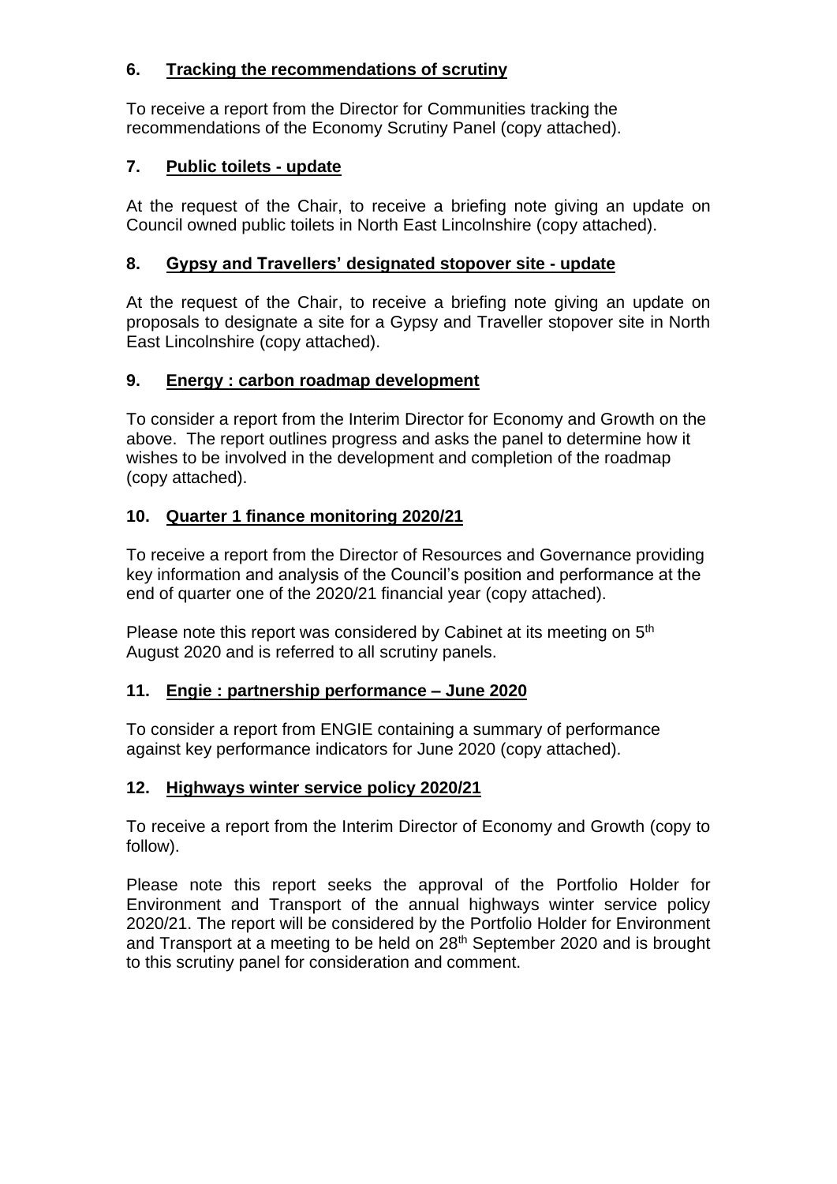**6. Tracking the recommendations of scrutiny**

To receive a report from the Director for Communities tracking the recommendations of the Economy Scrutiny Panel (copy attached).

**7. Public toilets - update**

At the request of the Chair, to receive a briefing note giving an update on Council owned public toilets in North East Lincolnshire (copy attached).

**8. Gypsy and Travellers' designated stopover site - update**

At the request of the Chair, to receive a briefing note giving an update on proposals to designate a site for a Gypsy and Traveller stopover site in North East Lincolnshire (copy attached).

**9. Energy : carbon roadmap development**

To consider a report from the Interim Director for Economy and Growth on the above. The report outlines progress and asks the panel to determine how it wishes to be involved in the development and completion of the roadmap (copy attached).

**10. Quarter 1 finance monitoring 2020/21**

To receive a report from the Director of Resources and Governance providing key information and analysis of the Council's position and performance at the end of quarter one of the 2020/21 financial year (copy attached).

Please note this report was considered by Cabinet at its meeting on 5th August 2020 and is referred to all scrutiny panels.

**11. Engie : partnership performance – June 2020**

To consider a report from ENGIE containing a summary of performance against key performance indicators for June 2020 (copy attached).

**12. Highways winter service policy 2020/21**

To receive a report from the Interim Director of Economy and Growth (copy to follow).

Please note this report seeks the approval of the Portfolio Holder for Environment and Transport of the annual highways winter service policy 2020/21. The report will be considered by the Portfolio Holder for Environment and Transport at a meeting to be held on 28th September 2020 and is brought to this scrutiny panel for consideration and comment.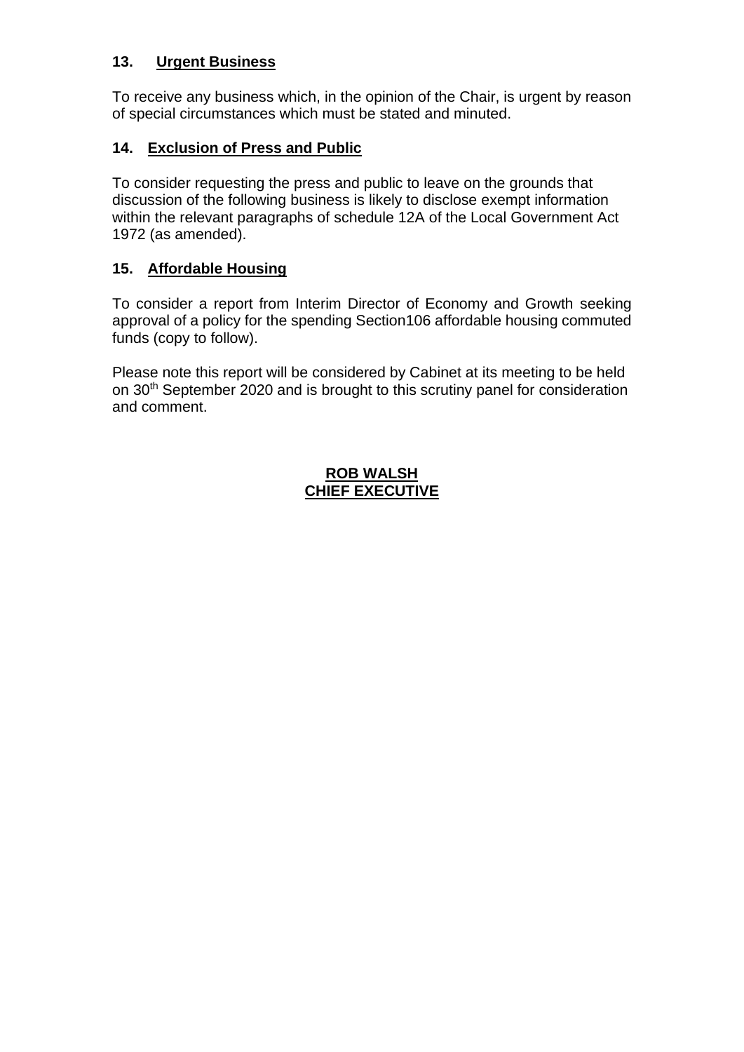## 13. Urgent Business

To receive any business which, in the opinion of the Chair, is urgent by reason of special circumstances which must be stated and minuted.

## 14. Exclusion of Press and Public

To consider requesting the press and public to leave on the grounds that discussion of the following business is likely to disclose exempt information within the relevant paragraphs of schedule 12A of the Local Government Act 1972 (as amended).

## 15. Affordable Housing

To consider a report from Interim Director of Economy and Growth seeking approval of a policy for the spending Section106 affordable housing commuted funds (copy to follow).

Please note this report will be considered by Cabinet at its meeting to be held on 30th September 2020 and is brought to this scrutiny panel for consideration and comment.

**ROB WALSH**
**CHIEF EXECUTIVE**